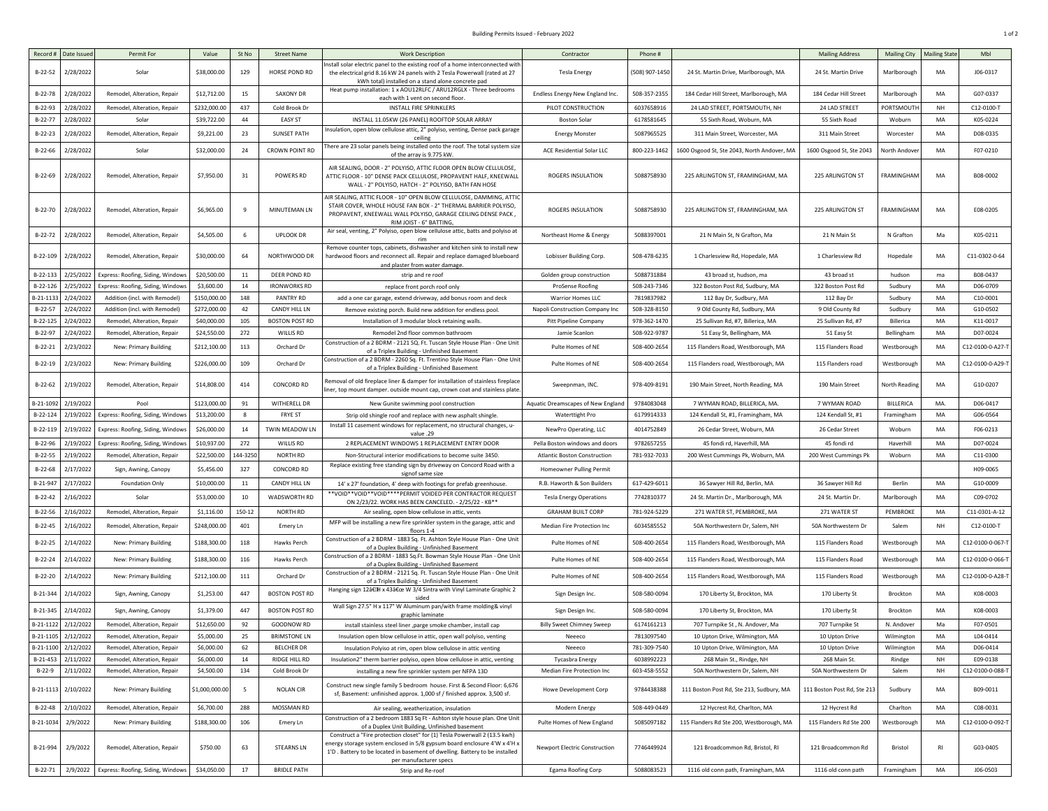# Building Permits Issued - February 2022

| Record # | Date Issued | Permit For | Value | St No | Street Name | Work Description | Contractor | Phone # | | Mailing Address | Mailing City | Mailing State | Mbl |
|---|---|---|---|---|---|---|---|---|---|---|---|---|---|
| B-22-52 | 2/28/2022 | Solar | $38,000.00 | 129 | HORSE POND RD | Install solar electric panel to the existing roof of a home interconnected with the electrical grid 8.16 kW 24 panels with 2 Tesla Powerwall (rated at 27 kWh total) installed on a stand alone concrete pad | Tesla Energy | (508) 907-1450 | 24 St. Martin Drive, Marlborough, MA | 24 St. Martin Drive | Marlborough | MA | J06-0317 |
| B-22-78 | 2/28/2022 | Remodel, Alteration, Repair | $12,712.00 | 15 | SAXONY DR | Heat pump installation: 1 x AOU12RLFC / ARU12RGLX - Three bedrooms each with 1 vent on second floor. | Endless Energy New England Inc. | 508-357-2355 | 184 Cedar Hill Street, Marlborough, MA | 184 Cedar Hill Street | Marlborough | MA | G07-0337 |
| B-22-93 | 2/28/2022 | Remodel, Alteration, Repair | $232,000.00 | 437 | Cold Brook Dr | INSTALL FIRE SPRINKLERS | PILOT CONSTRUCTION | 6037658916 | 24 LAD STREET, PORTSMOUTH, NH | 24 LAD STREET | PORTSMOUTH | NH | C12-0100-T |
| B-22-77 | 2/28/2022 | Solar | $39,722.00 | 44 | EASY ST | INSTALL 11.05KW (26 PANEL) ROOFTOP SOLAR ARRAY | Boston Solar | 6178581645 | 55 Sixth Road, Woburn, MA | 55 Sixth Road | Woburn | MA | K05-0224 |
| B-22-23 | 2/28/2022 | Remodel, Alteration, Repair | $9,221.00 | 23 | SUNSET PATH | Insulation, open blow cellulose attic, 2" polyiso, venting, Dense pack garage ceiling | Energy Monster | 5087965525 | 311 Main Street, Worcester, MA | 311 Main Street | Worcester | MA | D08-0335 |
| B-22-66 | 2/28/2022 | Solar | $32,000.00 | 24 | CROWN POINT RD | There are 23 solar panels being installed onto the roof. The total system size of the array is 9.775 kW. | ACE Residential Solar LLC | 800-223-1462 | 1600 Osgood St, Ste 2043, North Andover, MA | 1600 Osgood St, Ste 2043 | North Andover | MA | F07-0210 |
| B-22-69 | 2/28/2022 | Remodel, Alteration, Repair | $7,950.00 | 31 | POWERS RD | AIR SEALING, DOOR - 2" POLYISO, ATTIC FLOOR OPEN BLOW CELLULOSE, ATTIC FLOOR - 10" DENSE PACK CELLULOSE, PROPAVENT HALF, KNEEWALL WALL - 2" POLYISO, HATCH - 2" POLYISO, BATH FAN HOSE | ROGERS INSULATION | 5088758930 | 225 ARLINGTON ST, FRAMINGHAM, MA | 225 ARLINGTON ST | FRAMINGHAM | MA | B08-0002 |
| B-22-70 | 2/28/2022 | Remodel, Alteration, Repair | $6,965.00 | 9 | MINUTEMAN LN | AIR SEALING, ATTIC FLOOR - 10" OPEN BLOW CELLULOSE, DAMMING, ATTIC STAIR COVER, WHOLE HOUSE FAN BOX - 2" THERMAL BARRIER POLYISO, PROPAVENT, KNEEWALL WALL POLYISO, GARAGE CEILING DENSE PACK , RIM JOIST - 6" BATTING, | ROGERS INSULATION | 5088758930 | 225 ARLINGTON ST, FRAMINGHAM, MA | 225 ARLINGTON ST | FRAMINGHAM | MA | E08-0205 |
| B-22-72 | 2/28/2022 | Remodel, Alteration, Repair | $4,505.00 | 6 | UPLOOK DR | Air seal, venting, 2" Polyiso, open blow cellulose attic, batts and polyiso at rim | Northeast Home & Energy | 5088397001 | 21 N Main St, N Grafton, Ma | 21 N Main St | N Grafton | Ma | K05-0211 |
| B-22-109 | 2/28/2022 | Remodel, Alteration, Repair | $30,000.00 | 64 | NORTHWOOD DR | Remove counter tops, cabinets, dishwasher and kitchen sink to install new hardwood floors and reconnect all. Repair and replace damaged blueboard and plaster from water damage. | Lobisser Building Corp. | 508-478-6235 | 1 Charlesview Rd, Hopedale, MA | 1 Charlesview Rd | Hopedale | MA | C11-0302-0-64 |
| B-22-133 | 2/25/2022 | Express: Roofing, Siding, Windows | $20,500.00 | 11 | DEER POND RD | strip and re roof | Golden group construction | 5088731884 | 43 broad st, hudson, ma | 43 broad st | hudson | ma | B08-0437 |
| B-22-126 | 2/25/2022 | Express: Roofing, Siding, Windows | $3,600.00 | 14 | IRONWORKS RD | replace front porch roof only | ProSense Roofing | 508-243-7346 | 322 Boston Post Rd, Sudbury, MA | 322 Boston Post Rd | Sudbury | MA | D06-0709 |
| B-21-1133 | 2/24/2022 | Addition (incl. with Remodel) | $150,000.00 | 148 | PANTRY RD | add a one car garage, extend driveway, add bonus room and deck | Warrior Homes LLC | 7819837982 | 112 Bay Dr, Sudbury, MA | 112 Bay Dr | Sudbury | MA | C10-0001 |
| B-22-57 | 2/24/2022 | Addition (incl. with Remodel) | $272,000.00 | 42 | CANDY HILL LN | Remove existing porch. Build new addition for endless pool. | Napoli Construction Company Inc | 508-328-8150 | 9 Old County Rd, Sudbury, MA | 9 Old County Rd | Sudbury | MA | G10-0502 |
| B-22-125 | 2/24/2022 | Remodel, Alteration, Repair | $40,000.00 | 105 | BOSTON POST RD | Installation of 3 modular block retaining walls. | Pitt Pipeline Company | 978-362-1470 | 25 Sullivan Rd, #7, Billerica, MA | 25 Sullivan Rd, #7 | Billerica | MA | K11-0017 |
| B-22-97 | 2/24/2022 | Remodel, Alteration, Repair | $24,550.00 | 272 | WILLIS RD | Remodel 2nd floor common bathroom | Jamie Scanlon | 508-922-9787 | 51 Easy St, Bellingham, MA | 51 Easy St | Bellingham | MA | D07-0024 |
| B-22-21 | 2/23/2022 | New: Primary Building | $212,100.00 | 113 | Orchard Dr | Construction of a 2 BDRM - 2121 SQ. Ft. Tuscan Style House Plan - One Unit of a Triplex Building - Unfinished Basement | Pulte Homes of NE | 508-400-2654 | 115 Flanders Road, Westborough, MA | 115 Flanders Road | Westborough | MA | C12-0100-0-A27-T |
| B-22-19 | 2/23/2022 | New: Primary Building | $226,000.00 | 109 | Orchard Dr | Construction of a 2 BDRM - 2260 Sq. Ft. Trentino Style House Plan - One Unit of a Triplex Building - Unfinished Basement | Pulte Homes of NE | 508-400-2654 | 115 Flanders road, Westborough, MA | 115 Flanders road | Westborough | MA | C12-0100-0-A29-T |
| B-22-62 | 2/19/2022 | Remodel, Alteration, Repair | $14,808.00 | 414 | CONCORD RD | Removal of old fireplace liner & damper for installation of stainless fireplace liner, top mount damper. outside mount cap, crown coat and stainless plate. | Sweepnman, INC. | 978-409-8191 | 190 Main Street, North Reading, MA | 190 Main Street | North Reading | MA | G10-0207 |
| B-21-1092 | 2/19/2022 | Pool | $123,000.00 | 91 | WITHERELL DR | New Gunite swimming pool construction | Aquatic Dreamscapes of New England | 9784083048 | 7 WYMAN ROAD, BILLERICA, MA. | 7 WYMAN ROAD | BILLERICA | MA. | D06-0417 |
| B-22-124 | 2/19/2022 | Express: Roofing, Siding, Windows | $13,200.00 | 8 | FRYE ST | Strip old shingle roof and replace with new asphalt shingle. | Watertight Pro | 6179914333 | 124 Kendall St, #1, Framingham, MA | 124 Kendall St, #1 | Framingham | MA | G06-0564 |
| B-22-119 | 2/19/2022 | Express: Roofing, Siding, Windows | $26,000.00 | 14 | TWIN MEADOW LN | Install 11 casement windows for replacement, no structural changes, u-value .29 | NewPro Operating, LLC | 4014752849 | 26 Cedar Street, Woburn, MA | 26 Cedar Street | Woburn | MA | F06-0213 |
| B-22-96 | 2/19/2022 | Express: Roofing, Siding, Windows | $10,937.00 | 272 | WILLIS RD | 2 REPLACEMENT WINDOWS 1 REPLACEMENT ENTRY DOOR | Pella Boston windows and doors | 9782657255 | 45 fondi rd, Haverhill, MA | 45 fondi rd | Haverhill | MA | D07-0024 |
| B-22-55 | 2/19/2022 | Remodel, Alteration, Repair | $22,500.00 | 144-3250 | NORTH RD | Non-Structural interior modifications to become suite 3450. | Atlantic Boston Construction | 781-932-7033 | 200 West Cummings Pk, Woburn, MA | 200 West Cummings Pk | Woburn | MA | C11-0300 |
| B-22-68 | 2/17/2022 | Sign, Awning, Canopy | $5,456.00 | 327 | CONCORD RD | Replace existing free standing sign by driveway on Concord Road with a signof same size | Homeowner Pulling Permit | | | | | | H09-0065 |
| B-21-947 | 2/17/2022 | Foundation Only | $10,000.00 | 11 | CANDY HILL LN | 14' x 27' foundation, 4' deep with footings for prefab greenhouse. | R.B. Haworth & Son Builders | 617-429-6011 | 36 Sawyer Hill Rd, Berlin, MA | 36 Sawyer Hill Rd | Berlin | MA | G10-0009 |
| B-22-42 | 2/16/2022 | Solar | $53,000.00 | 10 | WADSWORTH RD | **VOID**VOID**VOID****PERMIT VOIDED PER CONTRACTOR REQUEST ON 2/23/22. WORK HAS BEEN CANCELED. - 2/25/22 - KB** | Tesla Energy Operations | 7742810377 | 24 St. Martin Dr., Marlborough, MA | 24 St. Martin Dr. | Marlborough | MA | C09-0702 |
| B-22-56 | 2/16/2022 | Remodel, Alteration, Repair | $1,116.00 | 150-12 | NORTH RD | Air sealing, open blow cellulose in attic, vents | GRAHAM BUILT CORP | 781-924-5229 | 271 WATER ST, PEMBROKE, MA | 271 WATER ST | PEMBROKE | MA | C11-0301-A-12 |
| B-22-45 | 2/16/2022 | Remodel, Alteration, Repair | $248,000.00 | 401 | Emery Ln | MFP will be installing a new fire sprinkler system in the garage, attic and floors 1-4 | Median Fire Protection Inc | 6034585552 | 50A Northwestern Dr, Salem, NH | 50A Northwestern Dr | Salem | NH | C12-0100-T |
| B-22-25 | 2/14/2022 | New: Primary Building | $188,300.00 | 118 | Hawks Perch | Construction of a 2 BDRM - 1883 Sq. Ft. Ashton Style House Plan - One Unit of a Duplex Building - Unfinished Basement | Pulte Homes of NE | 508-400-2654 | 115 Flanders Road, Westborough, MA | 115 Flanders Road | Westborough | MA | C12-0100-0-067-T |
| B-22-24 | 2/14/2022 | New: Primary Building | $188,300.00 | 116 | Hawks Perch | Construction of a 2 BDRM - 1883 Sq.Ft. Bowman Style House Plan - One Unit of a Duplex Building - Unfinished Basement | Pulte Homes of NE | 508-400-2654 | 115 Flanders Road, Westborough, MA | 115 Flanders Road | Westborough | MA | C12-0100-0-066-T |
| B-22-20 | 2/14/2022 | New: Primary Building | $212,100.00 | 111 | Orchard Dr | Construction of a 2 BDRM - 2121 Sq. Ft. Tuscan Style House Plan - One Unit of a Triplex Building - Unfinished Basement | Pulte Homes of NE | 508-400-2654 | 115 Flanders Road, Westborough, MA | 115 Flanders Road | Westborough | MA | C12-0100-0-A28-T |
| B-21-344 | 2/14/2022 | Sign, Awning, Canopy | $1,253.00 | 447 | BOSTON POST RD | Hanging sign 12â€H x 43â€œ W 3/4 Sintra with Vinyl Laminate Graphic 2 sided | Sign Design Inc. | 508-580-0094 | 170 Liberty St, Brockton, MA | 170 Liberty St | Brockton | MA | K08-0003 |
| B-21-345 | 2/14/2022 | Sign, Awning, Canopy | $1,379.00 | 447 | BOSTON POST RD | Wall Sign 27.5" H x 117" W Aluminum pan/with frame molding& vinyl graphic laminate | Sign Design Inc. | 508-580-0094 | 170 Liberty St, Brockton, MA | 170 Liberty St | Brockton | MA | K08-0003 |
| B-21-1122 | 2/12/2022 | Remodel, Alteration, Repair | $12,650.00 | 92 | GOODNOW RD | install stainless steel liner ,parge smoke chamber, install cap | Billy Sweet Chimney Sweep | 6174161213 | 707 Turnpike St , N. Andover, Ma | 707 Turnpike St | N. Andover | Ma | F07-0501 |
| B-21-1105 | 2/12/2022 | Remodel, Alteration, Repair | $5,000.00 | 25 | BRIMSTONE LN | Insulation open blow cellulose in attic, open wall polyiso, venting | Neeeco | 7813097540 | 10 Upton Drive, Wilmington, MA | 10 Upton Drive | Wilmington | MA | L04-0414 |
| B-21-1100 | 2/12/2022 | Remodel, Alteration, Repair | $6,000.00 | 62 | BELCHER DR | Insulation Polyiso at rim, open blow cellulose in attic venting | Neeeco | 781-309-7540 | 10 Upton Drive, Wilmington, MA | 10 Upton Drive | Wilmington | MA | D06-0414 |
| B-21-453 | 2/11/2022 | Remodel, Alteration, Repair | $6,000.00 | 14 | RIDGE HILL RD | Insulation2" therm barrier polyiso, open blow cellulose in attic, venting | Tycasbra Energy | 6038992223 | 268 Main St., Rindge, NH | 268 Main St. | Rindge | NH | E09-0138 |
| B-22-9 | 2/11/2022 | Remodel, Alteration, Repair | $4,500.00 | 134 | Cold Brook Dr | installing a new fire sprinkler system per NFPA 13D | Median Fire Protection Inc | 603-458-5552 | 50A Northwestern Dr, Salem, NH | 50A Northwestern Dr | Salem | NH | C12-0100-0-088-T |
| B-21-1113 | 2/10/2022 | New: Primary Building | $1,000,000.00 | 5 | NOLAN CIR | Construct new single family 5 bedroom house. First & Second Floor: 6,676 sf, Basement: unfinished approx. 1,000 sf / finished approx. 3,500 sf. | Howe Development Corp | 9784838388 | 111 Boston Post Rd, Ste 213, Sudbury, MA | 111 Boston Post Rd, Ste 213 | Sudbury | MA | B09-0011 |
| B-22-48 | 2/10/2022 | Remodel, Alteration, Repair | $6,700.00 | 288 | MOSSMAN RD | Air sealing, weatherization, insulation | Modern Energy | 508-449-0449 | 12 Hycrest Rd, Charlton, MA | 12 Hycrest Rd | Charlton | MA | C08-0031 |
| B-21-1034 | 2/9/2022 | New: Primary Building | $188,300.00 | 106 | Emery Ln | Construction of a 2 bedroom 1883 Sq Ft - Ashton style house plan. One Unit of a Duplex Unit Building, Unfinished basement | Pulte Homes of New England | 5085097182 | 115 Flanders Rd Ste 200, Westborough, MA | 115 Flanders Rd Ste 200 | Westborough | MA | C12-0100-0-092-T |
| B-21-994 | 2/9/2022 | Remodel, Alteration, Repair | $750.00 | 63 | STEARNS LN | Construct a "Fire protection closet" for (1) Tesla Powerwall 2 (13.5 kwh) energy storage system enclosed in 5/8 gypsum board enclosure 4'W x 4'H x 1'D . Battery to be located in basement of dwelling. Battery to be installed per manufacturer specs | Newport Electric Construction | 7746449924 | 121 Broadcommon Rd, Bristol, RI | 121 Broadcommon Rd | Bristol | RI | G03-0405 |
| B-22-71 | 2/9/2022 | Express: Roofing, Siding, Windows | $34,050.00 | 17 | BRIDLE PATH | Strip and Re-roof | Egama Roofing Corp | 5088083523 | 1116 old conn path, Framingham, MA | 1116 old conn path | Framingham | MA | J06-0503 |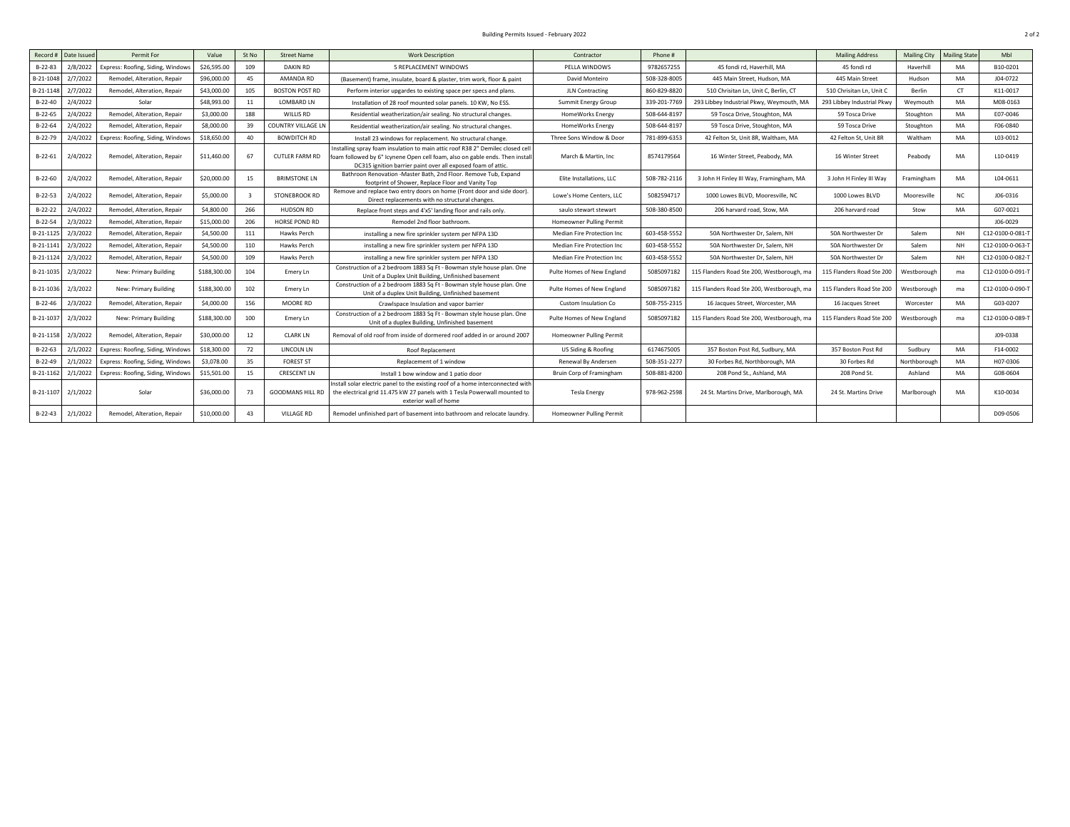| Record # | Date Issued | Permit For | Value | St No | Street Name | Work Description | Contractor | Phone # | | Mailing Address | Mailing City | Mailing State | Mbl |
|---|---|---|---|---|---|---|---|---|---|---|---|---|---|
| B-22-83 | 2/8/2022 | Express: Roofing, Siding, Windows | $26,595.00 | 109 | DAKIN RD | 5 REPLACEMENT WINDOWS | PELLA WINDOWS | 9782657255 | 45 fondi rd, Haverhill, MA | 45 fondi rd | Haverhill | MA | B10-0201 |
| B-21-1048 | 2/7/2022 | Remodel, Alteration, Repair | $96,000.00 | 45 | AMANDA RD | (Basement) frame, insulate, board & plaster, trim work, floor & paint | David Monteiro | 508-328-8005 | 445 Main Street, Hudson, MA | 445 Main Street | Hudson | MA | J04-0722 |
| B-21-1148 | 2/7/2022 | Remodel, Alteration, Repair | $43,000.00 | 105 | BOSTON POST RD | Perform interior upgardes to existing space per specs and plans. | JLN Contracting | 860-829-8820 | 510 Chrisitan Ln, Unit C, Berlin, CT | 510 Chrisitan Ln, Unit C | Berlin | CT | K11-0017 |
| B-22-40 | 2/4/2022 | Solar | $48,993.00 | 11 | LOMBARD LN | Installation of 28 roof mounted solar panels. 10 KW, No ESS. | Summit Energy Group | 339-201-7769 | 293 Libbey Industrial Pkwy, Weymouth, MA | 293 Libbey Industrial Pkwy | Weymouth | MA | M08-0163 |
| B-22-65 | 2/4/2022 | Remodel, Alteration, Repair | $3,000.00 | 188 | WILLIS RD | Residential weatherization/air sealing. No structural changes. | HomeWorks Energy | 508-644-8197 | 59 Tosca Drive, Stoughton, MA | 59 Tosca Drive | Stoughton | MA | E07-0046 |
| B-22-64 | 2/4/2022 | Remodel, Alteration, Repair | $8,000.00 | 39 | COUNTRY VILLAGE LN | Residential weatherization/air sealing. No structural changes. | HomeWorks Energy | 508-644-8197 | 59 Tosca Drive, Stoughton, MA | 59 Tosca Drive | Stoughton | MA | F06-0840 |
| B-22-79 | 2/4/2022 | Express: Roofing, Siding, Windows | $18,650.00 | 40 | BOWDITCH RD | Install 23 windows for replacement. No structural change. | Three Sons Window & Door | 781-899-6353 | 42 Felton St, Unit 8R, Waltham, MA | 42 Felton St, Unit 8R | Waltham | MA | L03-0012 |
| B-22-61 | 2/4/2022 | Remodel, Alteration, Repair | $11,460.00 | 67 | CUTLER FARM RD | Installing spray foam insulation to main attic roof R38 2" Demilec closed cell foam followed by 6" Icynene Open cell foam, also on gable ends. Then install DC315 ignition barrier paint over all exposed foam of attic. | March & Martin, Inc | 8574179564 | 16 Winter Street, Peabody, MA | 16 Winter Street | Peabody | MA | L10-0419 |
| B-22-60 | 2/4/2022 | Remodel, Alteration, Repair | $20,000.00 | 15 | BRIMSTONE LN | Bathroon Renovation -Master Bath, 2nd Floor. Remove Tub, Expand footprint of Shower, Replace Floor and Vanity Top | Elite Installations, LLC | 508-782-2116 | 3 John H Finley III Way, Framingham, MA | 3 John H Finley III Way | Framingham | MA | L04-0611 |
| B-22-53 | 2/4/2022 | Remodel, Alteration, Repair | $5,000.00 | 3 | STONEBROOK RD | Remove and replace two entry doors on home (Front door and side door). Direct replacements with no structural changes. | Lowe's Home Centers, LLC | 5082594717 | 1000 Lowes BLVD, Mooresville, NC | 1000 Lowes BLVD | Mooresville | NC | J06-0316 |
| B-22-22 | 2/4/2022 | Remodel, Alteration, Repair | $4,800.00 | 266 | HUDSON RD | Replace front steps and 4'x5' landing floor and rails only. | saulo stewart stewart | 508-380-8500 | 206 harvard road, Stow, MA | 206 harvard road | Stow | MA | G07-0021 |
| B-22-54 | 2/3/2022 | Remodel, Alteration, Repair | $15,000.00 | 206 | HORSE POND RD | Remodel 2nd floor bathroom. | Homeowner Pulling Permit | | | | | | J06-0029 |
| B-21-1125 | 2/3/2022 | Remodel, Alteration, Repair | $4,500.00 | 111 | Hawks Perch | installing a new fire sprinkler system per NFPA 13D | Median Fire Protection Inc | 603-458-5552 | 50A Northwester Dr, Salem, NH | 50A Northwester Dr | Salem | NH | C12-0100-0-081-T |
| B-21-1141 | 2/3/2022 | Remodel, Alteration, Repair | $4,500.00 | 110 | Hawks Perch | installing a new fire sprinkler system per NFPA 13D | Median Fire Protection Inc | 603-458-5552 | 50A Northwester Dr, Salem, NH | 50A Northwester Dr | Salem | NH | C12-0100-0-063-T |
| B-21-1124 | 2/3/2022 | Remodel, Alteration, Repair | $4,500.00 | 109 | Hawks Perch | installing a new fire sprinkler system per NFPA 13D | Median Fire Protection Inc | 603-458-5552 | 50A Northwester Dr, Salem, NH | 50A Northwester Dr | Salem | NH | C12-0100-0-082-T |
| B-21-1035 | 2/3/2022 | New: Primary Building | $188,300.00 | 104 | Emery Ln | Construction of a 2 bedroom 1883 Sq Ft - Bowman style house plan. One Unit of a Duplex Unit Building, Unfinished basement | Pulte Homes of New England | 5085097182 | 115 Flanders Road Ste 200, Westborough, ma | 115 Flanders Road Ste 200 | Westborough | ma | C12-0100-0-091-T |
| B-21-1036 | 2/3/2022 | New: Primary Building | $188,300.00 | 102 | Emery Ln | Construction of a 2 bedroom 1883 Sq Ft - Bowman style house plan. One Unit of a duplex Unit Building, Unfinished basement | Pulte Homes of New England | 5085097182 | 115 Flanders Road Ste 200, Westborough, ma | 115 Flanders Road Ste 200 | Westborough | ma | C12-0100-0-090-T |
| B-22-46 | 2/3/2022 | Remodel, Alteration, Repair | $4,000.00 | 156 | MOORE RD | Crawlspace Insulation and vapor barrier | Custom Insulation Co | 508-755-2315 | 16 Jacques Street, Worcester, MA | 16 Jacques Street | Worcester | MA | G03-0207 |
| B-21-1037 | 2/3/2022 | New: Primary Building | $188,300.00 | 100 | Emery Ln | Construction of a 2 bedroom 1883 Sq Ft - Bowman style house plan. One Unit of a duplex Building, Unfinished basement | Pulte Homes of New England | 5085097182 | 115 Flanders Road Ste 200, Westborough, ma | 115 Flanders Road Ste 200 | Westborough | ma | C12-0100-0-089-T |
| B-21-1158 | 2/3/2022 | Remodel, Alteration, Repair | $30,000.00 | 12 | CLARK LN | Removal of old roof from inside of dormered roof added in or around 2007 | Homeowner Pulling Permit | | | | | | J09-0338 |
| B-22-63 | 2/1/2022 | Express: Roofing, Siding, Windows | $18,300.00 | 72 | LINCOLN LN | Roof Replacement | US Siding & Roofing | 6174675005 | 357 Boston Post Rd, Sudbury, MA | 357 Boston Post Rd | Sudbury | MA | F14-0002 |
| B-22-49 | 2/1/2022 | Express: Roofing, Siding, Windows | $3,078.00 | 35 | FOREST ST | Replacement of 1 window | Renewal By Andersen | 508-351-2277 | 30 Forbes Rd, Northborough, MA | 30 Forbes Rd | Northborough | MA | H07-0306 |
| B-21-1162 | 2/1/2022 | Express: Roofing, Siding, Windows | $15,501.00 | 15 | CRESCENT LN | Install 1 bow window and 1 patio door | Bruin Corp of Framingham | 508-881-8200 | 208 Pond St., Ashland, MA | 208 Pond St. | Ashland | MA | G08-0604 |
| B-21-1107 | 2/1/2022 | Solar | $36,000.00 | 73 | GOODMANS HILL RD | Install solar electric panel to the existing roof of a home interconnected with the electrical grid 11.475 kW 27 panels with 1 Tesla Powerwall mounted to exterior wall of home | Tesla Energy | 978-962-2598 | 24 St. Martins Drive, Marlborough, MA | 24 St. Martins Drive | Marlborough | MA | K10-0034 |
| B-22-43 | 2/1/2022 | Remodel, Alteration, Repair | $10,000.00 | 43 | VILLAGE RD | Remodel unfinished part of basement into bathroom and relocate laundry. | Homeowner Pulling Permit | | | | | | D09-0506 |